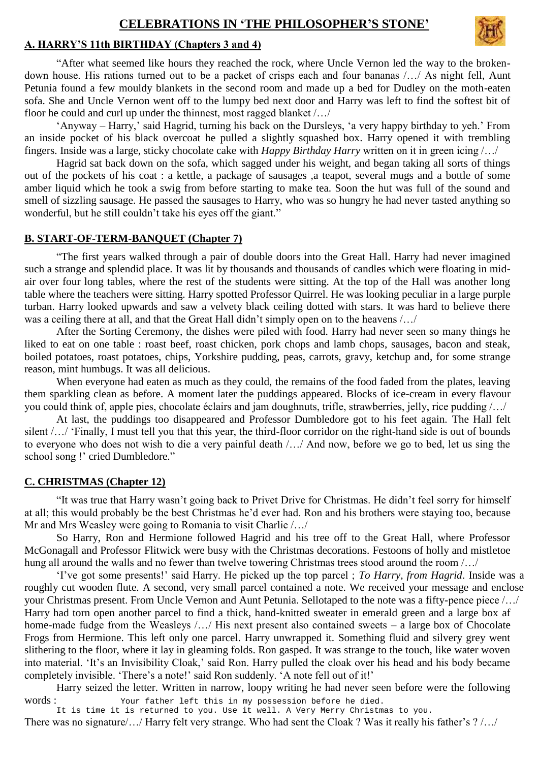# CELEBRATIONS IN 'THE PHILOSOPHER'S STONE'

## A. HARRY'S 11th BIRTHDAY (Chapters 3 and 4)

"After what seemed like hours they reached the rock, where Uncle Vernon led the way to the broken-down house. His rations turned out to be a packet of crisps each and four bananas /…/ As night fell, Aunt Petunia found a few mouldy blankets in the second room and made up a bed for Dudley on the moth-eaten sofa. She and Uncle Vernon went off to the lumpy bed next door and Harry was left to find the softest bit of floor he could and curl up under the thinnest, most ragged blanket /…/

'Anyway – Harry,' said Hagrid, turning his back on the Dursleys, 'a very happy birthday to yeh.' From an inside pocket of his black overcoat he pulled a slightly squashed box. Harry opened it with trembling fingers. Inside was a large, sticky chocolate cake with *Happy Birthday Harry* written on it in green icing /…/

Hagrid sat back down on the sofa, which sagged under his weight, and began taking all sorts of things out of the pockets of his coat : a kettle, a package of sausages ,a teapot, several mugs and a bottle of some amber liquid which he took a swig from before starting to make tea. Soon the hut was full of the sound and smell of sizzling sausage. He passed the sausages to Harry, who was so hungry he had never tasted anything so wonderful, but he still couldn't take his eyes off the giant."

## B. START-OF-TERM-BANQUET (Chapter 7)

"The first years walked through a pair of double doors into the Great Hall. Harry had never imagined such a strange and splendid place. It was lit by thousands and thousands of candles which were floating in mid-air over four long tables, where the rest of the students were sitting. At the top of the Hall was another long table where the teachers were sitting. Harry spotted Professor Quirrel. He was looking peculiar in a large purple turban. Harry looked upwards and saw a velvety black ceiling dotted with stars. It was hard to believe there was a ceiling there at all, and that the Great Hall didn't simply open on to the heavens /…/

After the Sorting Ceremony, the dishes were piled with food. Harry had never seen so many things he liked to eat on one table : roast beef, roast chicken, pork chops and lamb chops, sausages, bacon and steak, boiled potatoes, roast potatoes, chips, Yorkshire pudding, peas, carrots, gravy, ketchup and, for some strange reason, mint humbugs. It was all delicious.

When everyone had eaten as much as they could, the remains of the food faded from the plates, leaving them sparkling clean as before. A moment later the puddings appeared. Blocks of ice-cream in every flavour you could think of, apple pies, chocolate éclairs and jam doughnuts, trifle, strawberries, jelly, rice pudding /…/

At last, the puddings too disappeared and Professor Dumbledore got to his feet again. The Hall felt silent /…/ 'Finally, I must tell you that this year, the third-floor corridor on the right-hand side is out of bounds to everyone who does not wish to die a very painful death /…/ And now, before we go to bed, let us sing the school song !' cried Dumbledore."

## C. CHRISTMAS (Chapter 12)

"It was true that Harry wasn't going back to Privet Drive for Christmas. He didn't feel sorry for himself at all; this would probably be the best Christmas he'd ever had. Ron and his brothers were staying too, because Mr and Mrs Weasley were going to Romania to visit Charlie /…/

So Harry, Ron and Hermione followed Hagrid and his tree off to the Great Hall, where Professor McGonagall and Professor Flitwick were busy with the Christmas decorations. Festoons of holly and mistletoe hung all around the walls and no fewer than twelve towering Christmas trees stood around the room /…/

'I've got some presents!' said Harry. He picked up the top parcel ; *To Harry, from Hagrid*. Inside was a roughly cut wooden flute. A second, very small parcel contained a note. We received your message and enclose your Christmas present. From Uncle Vernon and Aunt Petunia. Sellotaped to the note was a fifty-pence piece /…/ Harry had torn open another parcel to find a thick, hand-knitted sweater in emerald green and a large box af home-made fudge from the Weasleys /…/ His next present also contained sweets – a large box of Chocolate Frogs from Hermione. This left only one parcel. Harry unwrapped it. Something fluid and silvery grey went slithering to the floor, where it lay in gleaming folds. Ron gasped. It was strange to the touch, like water woven into material. 'It's an Invisibility Cloak,' said Ron. Harry pulled the cloak over his head and his body became completely invisible. 'There's a note!' said Ron suddenly. 'A note fell out of it!'

Harry seized the letter. Written in narrow, loopy writing he had never seen before were the following words :

```
Your father left this in my possession before he died.
It is time it is returned to you. Use it well. A Very Merry Christmas to you.
```

There was no signature/…/ Harry felt very strange. Who had sent the Cloak ? Was it really his father's ? /…/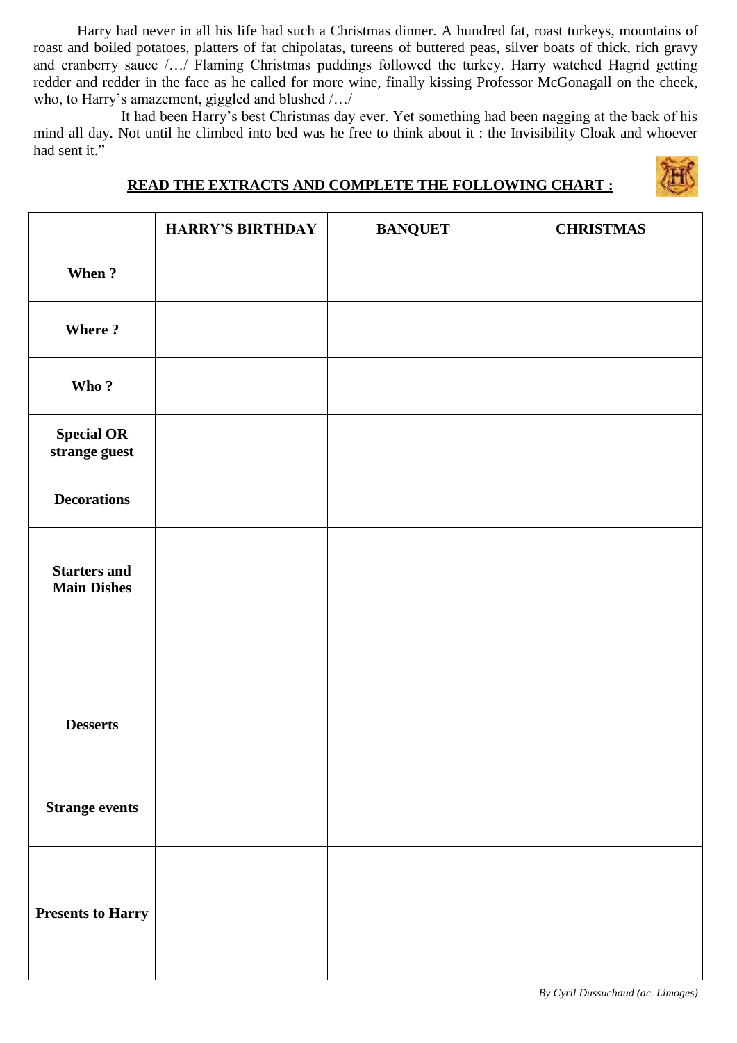Harry had never in all his life had such a Christmas dinner. A hundred fat, roast turkeys, mountains of roast and boiled potatoes, platters of fat chipolatas, tureens of buttered peas, silver boats of thick, rich gravy and cranberry sauce /…/ Flaming Christmas puddings followed the turkey. Harry watched Hagrid getting redder and redder in the face as he called for more wine, finally kissing Professor McGonagall on the cheek, who, to Harry's amazement, giggled and blushed /…/

It had been Harry's best Christmas day ever. Yet something had been nagging at the back of his mind all day. Not until he climbed into bed was he free to think about it : the Invisibility Cloak and whoever had sent it."

**READ THE EXTRACTS AND COMPLETE THE FOLLOWING CHART :**

| | HARRY'S BIRTHDAY | BANQUET | CHRISTMAS |
|---|---|---|---|
| **When ?** | | | |
| **Where ?** | | | |
| **Who ?** | | | |
| **Special OR strange guest** | | | |
| **Decorations** | | | |
| **Starters and Main Dishes** | | | |
| **Desserts** | | | |
| **Strange events** | | | |
| **Presents to Harry** | | | |

*By Cyril Dussuchaud (ac. Limoges)*